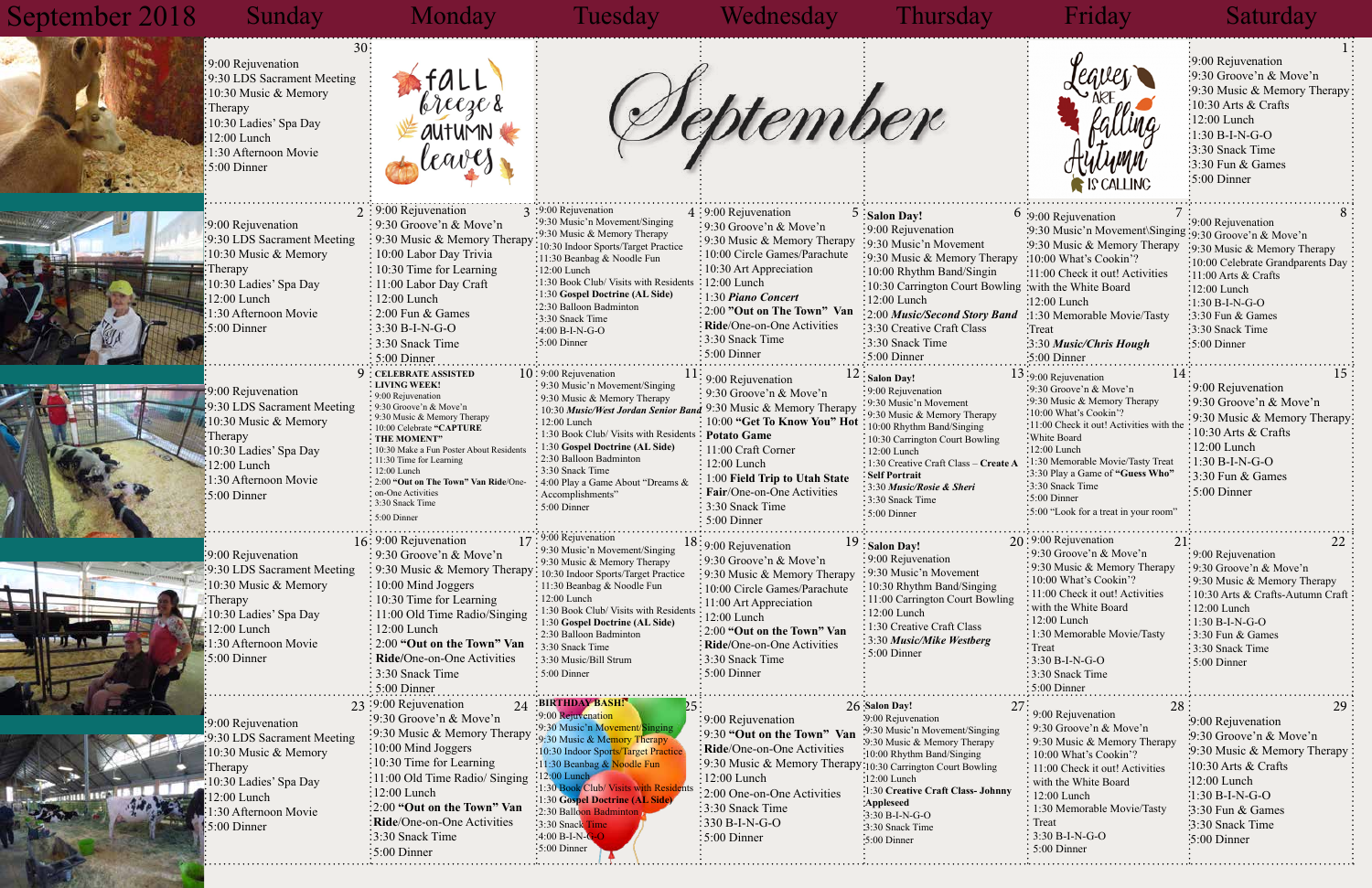# September 2018

| Sunday | Monday | Tuesday | Wednesday | Thursday | Friday | Saturday |
| --- | --- | --- | --- | --- | --- | --- |
| 30<br>9:00 Rejuvenation<br>9:30 LDS Sacrament Meeting<br>10:30 Music & Memory Therapy<br>10:30 Ladies' Spa Day<br>12:00 Lunch<br>1:30 Afternoon Movie<br>5:00 Dinner | fall breeze & autumn leaves | September | | | Leaves are falling Autumn is calling | 1<br>9:00 Rejuvenation<br>9:30 Groove'n & Move'n<br>9:30 Music & Memory Therapy<br>10:30 Arts & Crafts<br>12:00 Lunch<br>1:30 B-I-N-G-O<br>3:30 Snack Time<br>3:30 Fun & Games<br>5:00 Dinner |
| 2<br>9:00 Rejuvenation<br>9:30 LDS Sacrament Meeting<br>10:30 Music & Memory Therapy<br>10:30 Ladies' Spa Day<br>12:00 Lunch<br>1:30 Afternoon Movie<br>5:00 Dinner | 3<br>9:00 Rejuvenation<br>9:30 Groove'n & Move'n<br>9:30 Music & Memory Therapy<br>10:00 Labor Day Trivia<br>10:30 Time for Learning<br>11:00 Labor Day Craft<br>12:00 Lunch<br>2:00 Fun & Games<br>3:30 B-I-N-G-O<br>3:30 Snack Time<br>5:00 Dinner | 4<br>9:00 Rejuvenation<br>9:30 Music'n Movement/Singing<br>9:30 Music & Memory Therapy<br>10:30 Indoor Sports/Target Practice<br>11:30 Beanbag & Noodle Fun<br>12:00 Lunch<br>1:30 Book Club/ Visits with Residents<br>1:30 **Gospel Doctrine (AL Side)**<br>2:30 Balloon Badminton<br>3:30 Snack Time<br>4:00 B-I-N-G-O<br>5:00 Dinner | 5<br>9:00 Rejuvenation<br>9:30 Groove'n & Move'n<br>9:30 Music & Memory Therapy<br>10:00 Circle Games/Parachute<br>10:30 Art Appreciation<br>12:00 Lunch<br>1:30 ***Piano Concert***<br>2:00 **"Out on The Town" Van Ride**/One-on-One Activities<br>3:30 Snack Time<br>5:00 Dinner | 6<br>**Salon Day!**<br>9:00 Rejuvenation<br>9:30 Music'n Movement<br>9:30 Music & Memory Therapy<br>10:00 Rhythm Band/Singin<br>10:30 Carrington Court Bowling<br>12:00 Lunch<br>2:00 ***Music/Second Story Band***<br>3:30 Creative Craft Class<br>3:30 Snack Time<br>5:00 Dinner | 7<br>9:00 Rejuvenation<br>9:30 Music'n Movement\Singing<br>9:30 Music & Memory Therapy<br>10:00 What's Cookin'?<br>11:00 Check it out! Activities with the White Board<br>12:00 Lunch<br>1:30 Memorable Movie/Tasty Treat<br>3:30 ***Music/Chris Hough***<br>5:00 Dinner | 8<br>9:00 Rejuvenation<br>9:30 Groove'n & Move'n<br>9:30 Music & Memory Therapy<br>10:00 Celebrate Grandparents Day<br>11:00 Arts & Crafts<br>12:00 Lunch<br>1:30 B-I-N-G-O<br>3:30 Fun & Games<br>3:30 Snack Time<br>5:00 Dinner |
| 9<br>9:00 Rejuvenation<br>9:30 LDS Sacrament Meeting<br>10:30 Music & Memory Therapy<br>10:30 Ladies' Spa Day<br>12:00 Lunch<br>1:30 Afternoon Movie<br>5:00 Dinner | 10<br>**CELEBRATE ASSISTED LIVING WEEK!**<br>9:00 Rejuvenation<br>9:30 Groove'n & Move'n<br>9:30 Music & Memory Therapy<br>10:00 Celebrate **"CAPTURE THE MOMENT"**<br>10:30 Make a Fun Poster About Residents<br>11:30 Time for Learning<br>12:00 Lunch<br>2:00 **"Out on The Town" Van Ride**/One-on-One Activities<br>3:30 Snack Time<br>5:00 Dinner | 11<br>9:00 Rejuvenation<br>9:30 Music'n Movement/Singing<br>9:30 Music & Memory Therapy<br>10:30 ***Music/West Jordan Senior Band***<br>12:00 Lunch<br>1:30 Book Club/ Visits with Residents<br>1:30 **Gospel Doctrine (AL Side)**<br>2:30 Balloon Badminton<br>3:30 Snack Time<br>4:00 Play a Game About "Dreams & Accomplishments"<br>5:00 Dinner | 12<br>9:00 Rejuvenation<br>9:30 Groove'n & Move'n<br>9:30 Music & Memory Therapy<br>10:00 **"Get To Know You" Hot Potato Game**<br>11:00 Craft Corner<br>12:00 Lunch<br>1:00 **Field Trip to Utah State Fair**/One-on-One Activities<br>3:30 Snack Time<br>5:00 Dinner | 13<br>**Salon Day!**<br>9:00 Rejuvenation<br>9:30 Music'n Movement<br>9:30 Music & Memory Therapy<br>10:00 Rhythm Band/Singing<br>10:30 Carrington Court Bowling<br>12:00 Lunch<br>1:30 Creative Craft Class – **Create A Self Portrait**<br>3:30 ***Music/Rosie & Sheri***<br>3:30 Snack Time<br>5:00 Dinner | 14<br>9:00 Rejuvenation<br>9:30 Groove'n & Move'n<br>9:30 Music & Memory Therapy<br>10:00 What's Cookin'?<br>11:00 Check it out! Activities with the White Board<br>12:00 Lunch<br>1:30 Memorable Movie/Tasty Treat<br>3:30 Play a Game of **"Guess Who"**<br>3:30 Snack Time<br>5:00 Dinner<br>5:00 "Look for a treat in your room" | 15<br>9:00 Rejuvenation<br>9:30 Groove'n & Move'n<br>9:30 Music & Memory Therapy<br>10:30 Arts & Crafts<br>12:00 Lunch<br>1:30 B-I-N-G-O<br>3:30 Fun & Games<br>5:00 Dinner |
| 16<br>9:00 Rejuvenation<br>9:30 LDS Sacrament Meeting<br>10:30 Music & Memory Therapy<br>10:30 Ladies' Spa Day<br>12:00 Lunch<br>1:30 Afternoon Movie<br>5:00 Dinner | 17<br>9:00 Rejuvenation<br>9:30 Groove'n & Move'n<br>9:30 Music & Memory Therapy<br>10:00 Mind Joggers<br>10:30 Time for Learning<br>11:00 Old Time Radio/Singing<br>12:00 Lunch<br>2:00 **"Out on the Town" Van Ride**/One-on-One Activities<br>3:30 Snack Time<br>5:00 Dinner | 18<br>9:00 Rejuvenation<br>9:30 Music'n Movement/Singing<br>9:30 Music & Memory Therapy<br>10:30 Indoor Sports/Target Practice<br>11:30 Beanbag & Noodle Fun<br>12:00 Lunch<br>1:30 Book Club/ Visits with Residents<br>1:30 **Gospel Doctrine (AL Side)**<br>2:30 Balloon Badminton<br>3:30 Snack Time<br>3:30 Music/Bill Strum<br>5:00 Dinner | 19<br>9:00 Rejuvenation<br>9:30 Groove'n & Move'n<br>9:30 Music & Memory Therapy<br>10:00 Circle Games/Parachute<br>11:00 Art Appreciation<br>12:00 Lunch<br>2:00 **"Out on the Town" Van Ride**/One-on-One Activities<br>3:30 Snack Time<br>5:00 Dinner | 20<br>**Salon Day!**<br>9:00 Rejuvenation<br>9:30 Music'n Movement<br>10:30 Rhythm Band/Singing<br>11:00 Carrington Court Bowling<br>12:00 Lunch<br>1:30 Creative Craft Class<br>3:30 ***Music/Mike Westberg***<br>5:00 Dinner | 21<br>9:00 Rejuvenation<br>9:30 Groove'n & Move'n<br>9:30 Music & Memory Therapy<br>10:00 What's Cookin'?<br>11:00 Check it out! Activities with the White Board<br>12:00 Lunch<br>1:30 Memorable Movie/Tasty Treat<br>3:30 B-I-N-G-O<br>3:30 Snack Time<br>5:00 Dinner | 22<br>9:00 Rejuvenation<br>9:30 Groove'n & Move'n<br>9:30 Music & Memory Therapy<br>10:30 Arts & Crafts-Autumn Craft<br>12:00 Lunch<br>1:30 B-I-N-G-O<br>3:30 Fun & Games<br>3:30 Snack Time<br>5:00 Dinner |
| 23<br>9:00 Rejuvenation<br>9:30 LDS Sacrament Meeting<br>10:30 Music & Memory Therapy<br>10:30 Ladies' Spa Day<br>12:00 Lunch<br>1:30 Afternoon Movie<br>5:00 Dinner | 24<br>9:00 Rejuvenation<br>9:30 Groove'n & Move'n<br>9:30 Music & Memory Therapy<br>10:00 Mind Joggers<br>10:30 Time for Learning<br>11:00 Old Time Radio/ Singing<br>12:00 Lunch<br>2:00 **"Out on the Town" Van Ride**/One-on-One Activities<br>3:30 Snack Time<br>5:00 Dinner | 25<br>**BIRTHDAY BASH!**<br>9:00 Rejuvenation<br>9:30 Music'n Movement/Singing<br>9:30 Music & Memory Therapy<br>10:30 Indoor Sports/Target Practice<br>11:30 Beanbag & Noodle Fun<br>12:00 Lunch<br>1:30 Book Club/ Visits with Residents<br>1:30 **Gospel Doctrine (AL Side)**<br>2:30 Balloon Badminton<br>3:30 Snack Time<br>4:00 B-I-N-G-O<br>5:00 Dinner | 26<br>9:00 Rejuvenation<br>9:30 **"Out on the Town" Van Ride**/One-on-One Activities<br>9:30 Music & Memory Therapy<br>12:00 Lunch<br>2:00 One-on-One Activities<br>3:30 Snack Time<br>330 B-I-N-G-O<br>5:00 Dinner | 27<br>**Salon Day!**<br>9:00 Rejuvenation<br>9:30 Music'n Movement/Singing<br>9:30 Music & Memory Therapy<br>10:00 Rhythm Band/Singing<br>10:30 Carrington Court Bowling<br>12:00 Lunch<br>1:30 **Creative Craft Class- Johnny Appleseed**<br>3:30 B-I-N-G-O<br>3:30 Snack Time<br>5:00 Dinner | 28<br>9:00 Rejuvenation<br>9:30 Groove'n & Move'n<br>9:30 Music & Memory Therapy<br>10:00 What's Cookin'?<br>11:00 Check it out! Activities with the White Board<br>12:00 Lunch<br>1:30 Memorable Movie/Tasty Treat<br>3:30 B-I-N-G-O<br>5:00 Dinner | 29<br>9:00 Rejuvenation<br>9:30 Groove'n & Move'n<br>9:30 Music & Memory Therapy<br>10:30 Arts & Crafts<br>12:00 Lunch<br>1:30 B-I-N-G-O<br>3:30 Fun & Games<br>3:30 Snack Time<br>5:00 Dinner |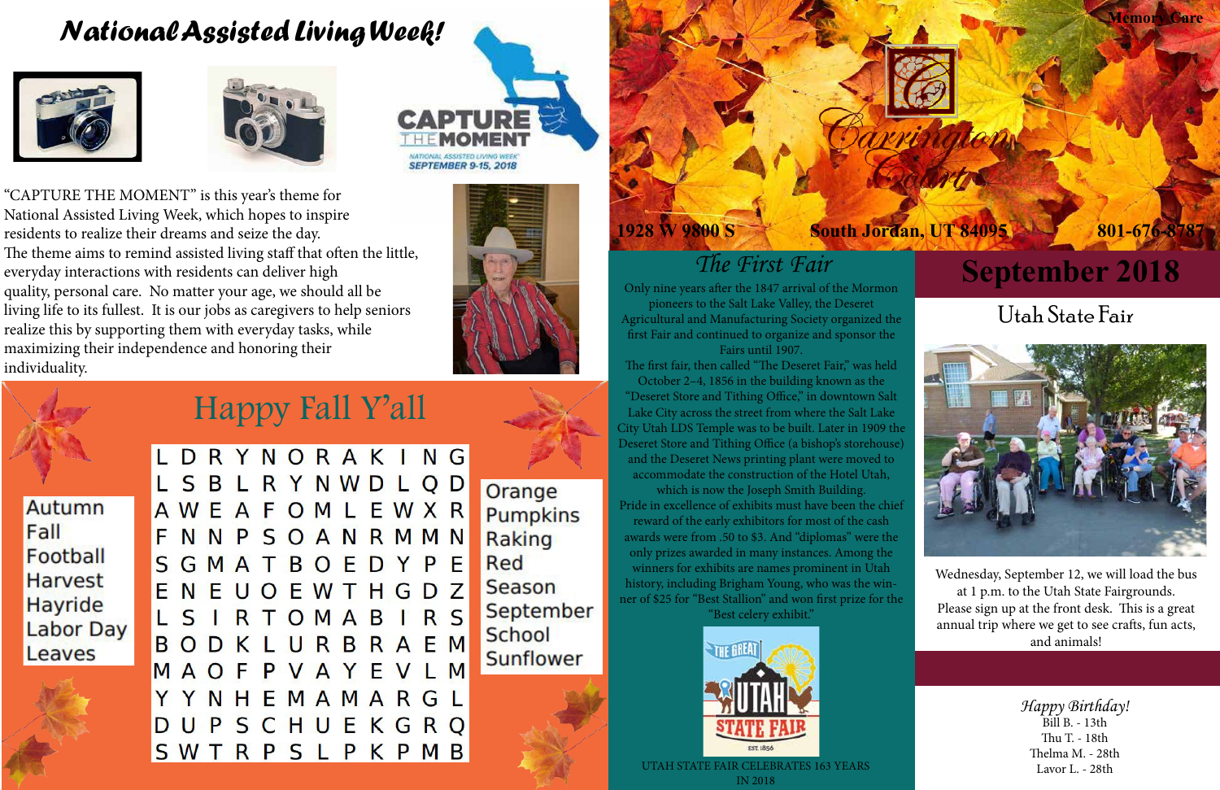# National Assisted Living Week!

CAPTURE THE MOMENT

NATIONAL ASSISTED LIVING WEEK
SEPTEMBER 9-15, 2018

"CAPTURE THE MOMENT" is this year's theme for National Assisted Living Week, which hopes to inspire residents to realize their dreams and seize the day.
The theme aims to remind assisted living staff that often the little, everyday interactions with residents can deliver high quality, personal care. No matter your age, we should all be living life to its fullest. It is our jobs as caregivers to help seniors realize this by supporting them with everyday tasks, while maximizing their independence and honoring their individuality.

## Happy Fall Y'all

| | | | | | | | | | | | |
|---|---|---|---|---|---|---|---|---|---|---|---|
| L | D | R | Y | N | O | R | A | K | I | N | G |
| L | S | B | L | R | Y | N | W | D | L | Q | D |
| A | W | E | A | F | O | M | L | E | W | X | R |
| F | N | N | P | S | O | A | N | R | M | M | N |
| S | G | M | A | T | B | O | E | D | Y | P | E |
| E | N | E | U | O | E | W | T | H | G | D | Z |
| L | S | I | R | T | O | M | A | B | I | R | S |
| B | O | D | K | L | U | R | B | R | A | E | M |
| M | A | O | F | P | V | A | Y | E | V | L | M |
| Y | Y | N | H | E | M | A | M | A | R | G | L |
| D | U | P | S | C | H | U | E | K | G | R | Q |
| S | W | T | R | P | S | L | P | K | P | M | B |

- Autumn
- Fall
- Football
- Harvest
- Hayride
- Labor Day
- Leaves
- Orange
- Pumpkins
- Raking
- Red
- Season
- September
- School
- Sunflower

Memory Care

Carrington Court

1928 W 9800 S South Jordan, UT 84095 801-676-8787

## The First Fair

Only nine years after the 1847 arrival of the Mormon pioneers to the Salt Lake Valley, the Deseret Agricultural and Manufacturing Society organized the first Fair and continued to organize and sponsor the Fairs until 1907.
The first fair, then called "The Deseret Fair," was held October 2–4, 1856 in the building known as the "Deseret Store and Tithing Office," in downtown Salt Lake City across the street from where the Salt Lake City Utah LDS Temple was to be built. Later in 1909 the Deseret Store and Tithing Office (a bishop's storehouse) and the Deseret News printing plant were moved to accommodate the construction of the Hotel Utah, which is now the Joseph Smith Building.
Pride in excellence of exhibits must have been the chief reward of the early exhibitors for most of the cash awards were from .50 to $3. And "diplomas" were the only prizes awarded in many instances. Among the winners for exhibits are names prominent in Utah history, including Brigham Young, who was the winner of $25 for "Best Stallion" and won first prize for the "Best celery exhibit."

THE GREAT UTAH STATE FAIR EST. 1856

UTAH STATE FAIR CELEBRATES 163 YEARS IN 2018

# September 2018

## Utah State Fair

Wednesday, September 12, we will load the bus at 1 p.m. to the Utah State Fairgrounds. Please sign up at the front desk. This is a great annual trip where we get to see crafts, fun acts, and animals!

*Happy Birthday!*

Bill B. - 13th
Thu T. - 18th
Thelma M. - 28th
Lavor L. - 28th